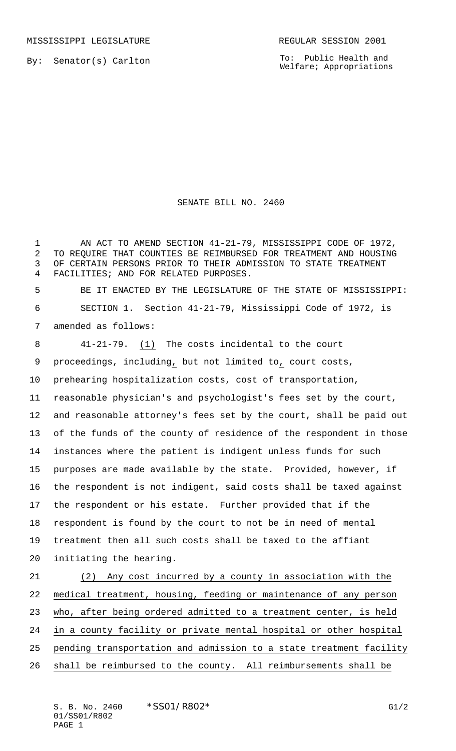MISSISSIPPI LEGISLATURE REGULAR SESSION 2001

By: Senator(s) Carlton

To: Public Health and Welfare; Appropriations

# SENATE BILL NO. 2460

AN ACT TO AMEND SECTION 41-21-79, MISSISSIPPI CODE OF 1972, TO REQUIRE THAT COUNTIES BE REIMBURSED FOR TREATMENT AND HOUSING OF CERTAIN PERSONS PRIOR TO THEIR ADMISSION TO STATE TREATMENT FACILITIES; AND FOR RELATED PURPOSES.

BE IT ENACTED BY THE LEGISLATURE OF THE STATE OF MISSISSIPPI:

SECTION 1. Section 41-21-79, Mississippi Code of 1972, is amended as follows:

41-21-79. (1) The costs incidental to the court proceedings, including, but not limited to, court costs, prehearing hospitalization costs, cost of transportation, reasonable physician's and psychologist's fees set by the court, and reasonable attorney's fees set by the court, shall be paid out of the funds of the county of residence of the respondent in those instances where the patient is indigent unless funds for such purposes are made available by the state. Provided, however, if the respondent is not indigent, said costs shall be taxed against the respondent or his estate. Further provided that if the respondent is found by the court to not be in need of mental treatment then all such costs shall be taxed to the affiant initiating the hearing.

(2) Any cost incurred by a county in association with the medical treatment, housing, feeding or maintenance of any person who, after being ordered admitted to a treatment center, is held in a county facility or private mental hospital or other hospital pending transportation and admission to a state treatment facility shall be reimbursed to the county. All reimbursements shall be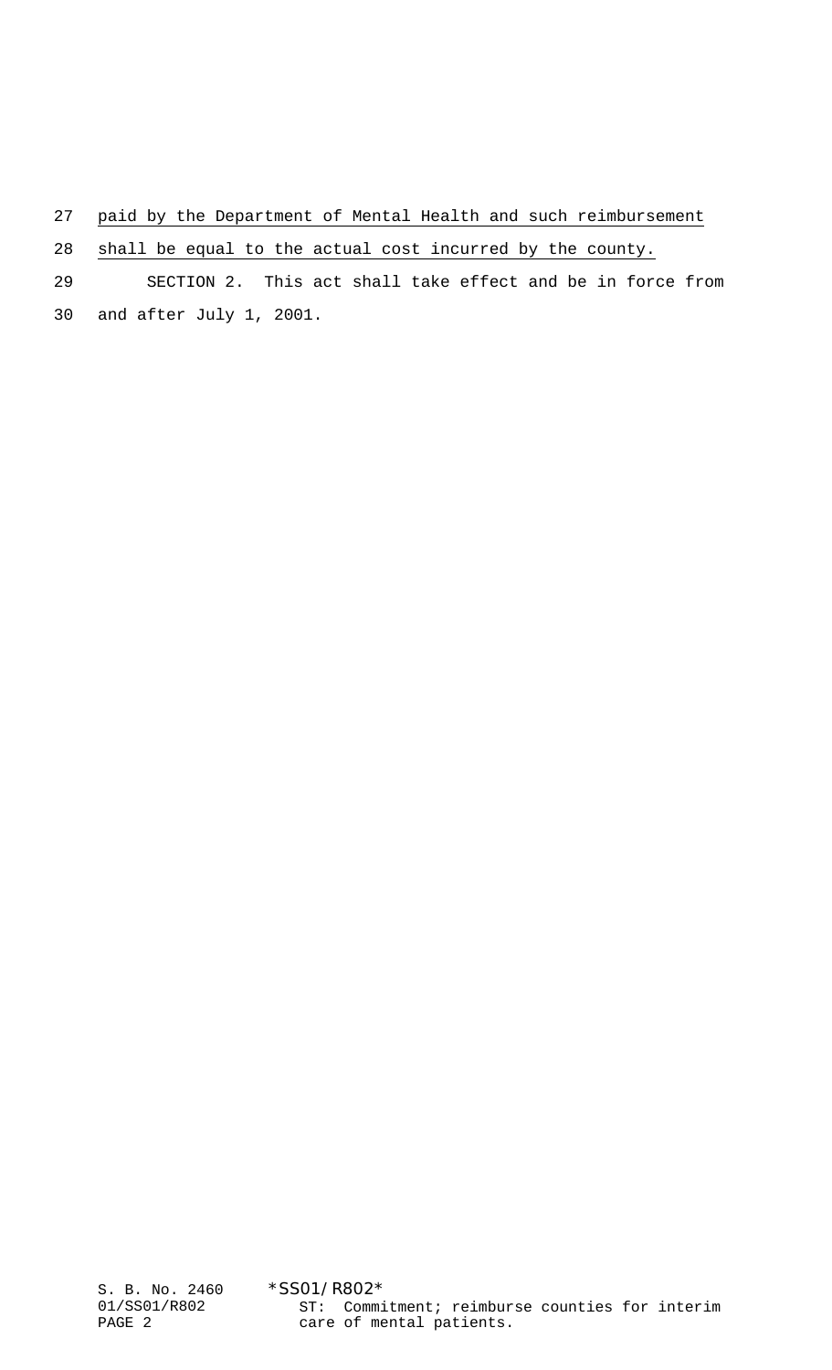27 paid by the Department of Mental Health and such reimbursement

28 shall be equal to the actual cost incurred by the county.

29 SECTION 2. This act shall take effect and be in force from

30 and after July 1, 2001.